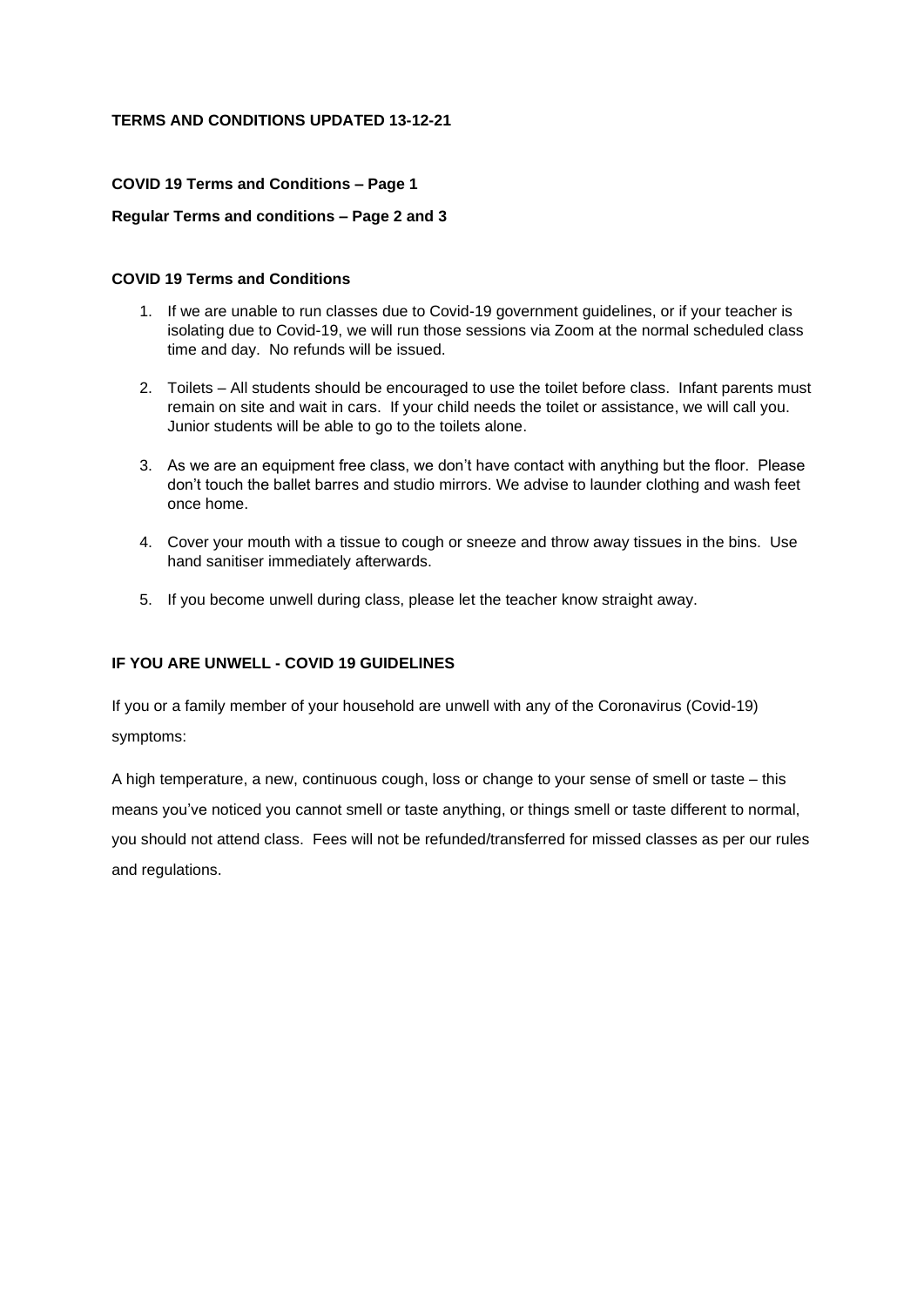**TERMS AND CONDITIONS UPDATED 13-12-21**

**COVID 19 Terms and Conditions – Page 1**

**Regular Terms and conditions – Page 2 and 3**

## COVID 19 Terms and Conditions

1. If we are unable to run classes due to Covid-19 government guidelines, or if your teacher is isolating due to Covid-19, we will run those sessions via Zoom at the normal scheduled class time and day. No refunds will be issued.

2. Toilets – All students should be encouraged to use the toilet before class. Infant parents must remain on site and wait in cars. If your child needs the toilet or assistance, we will call you. Junior students will be able to go to the toilets alone.

3. As we are an equipment free class, we don't have contact with anything but the floor. Please don't touch the ballet barres and studio mirrors. We advise to launder clothing and wash feet once home.

4. Cover your mouth with a tissue to cough or sneeze and throw away tissues in the bins. Use hand sanitiser immediately afterwards.

5. If you become unwell during class, please let the teacher know straight away.

## IF YOU ARE UNWELL - COVID 19 GUIDELINES

If you or a family member of your household are unwell with any of the Coronavirus (Covid-19) symptoms:

A high temperature, a new, continuous cough, loss or change to your sense of smell or taste – this means you've noticed you cannot smell or taste anything, or things smell or taste different to normal, you should not attend class. Fees will not be refunded/transferred for missed classes as per our rules and regulations.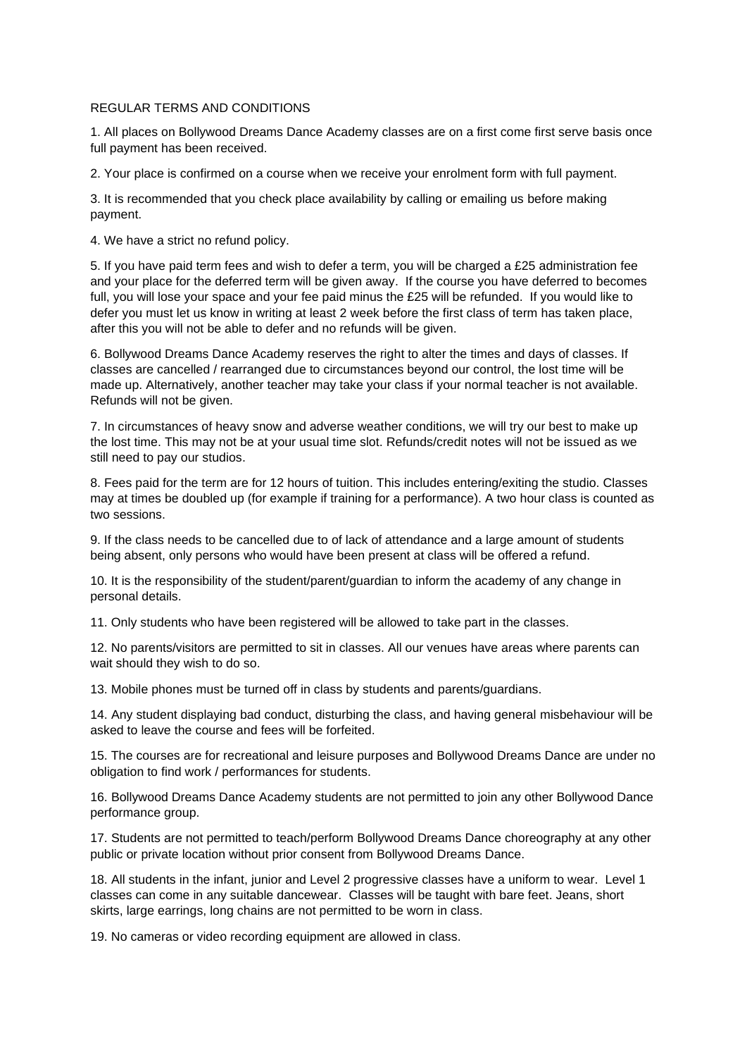REGULAR TERMS AND CONDITIONS

1. All places on Bollywood Dreams Dance Academy classes are on a first come first serve basis once full payment has been received.

2. Your place is confirmed on a course when we receive your enrolment form with full payment.

3. It is recommended that you check place availability by calling or emailing us before making payment.

4. We have a strict no refund policy.

5. If you have paid term fees and wish to defer a term, you will be charged a £25 administration fee and your place for the deferred term will be given away. If the course you have deferred to becomes full, you will lose your space and your fee paid minus the £25 will be refunded. If you would like to defer you must let us know in writing at least 2 week before the first class of term has taken place, after this you will not be able to defer and no refunds will be given.

6. Bollywood Dreams Dance Academy reserves the right to alter the times and days of classes. If classes are cancelled / rearranged due to circumstances beyond our control, the lost time will be made up. Alternatively, another teacher may take your class if your normal teacher is not available. Refunds will not be given.

7. In circumstances of heavy snow and adverse weather conditions, we will try our best to make up the lost time. This may not be at your usual time slot. Refunds/credit notes will not be issued as we still need to pay our studios.

8. Fees paid for the term are for 12 hours of tuition. This includes entering/exiting the studio. Classes may at times be doubled up (for example if training for a performance). A two hour class is counted as two sessions.

9. If the class needs to be cancelled due to of lack of attendance and a large amount of students being absent, only persons who would have been present at class will be offered a refund.

10. It is the responsibility of the student/parent/guardian to inform the academy of any change in personal details.

11. Only students who have been registered will be allowed to take part in the classes.

12. No parents/visitors are permitted to sit in classes. All our venues have areas where parents can wait should they wish to do so.

13. Mobile phones must be turned off in class by students and parents/guardians.

14. Any student displaying bad conduct, disturbing the class, and having general misbehaviour will be asked to leave the course and fees will be forfeited.

15. The courses are for recreational and leisure purposes and Bollywood Dreams Dance are under no obligation to find work / performances for students.

16. Bollywood Dreams Dance Academy students are not permitted to join any other Bollywood Dance performance group.

17. Students are not permitted to teach/perform Bollywood Dreams Dance choreography at any other public or private location without prior consent from Bollywood Dreams Dance.

18. All students in the infant, junior and Level 2 progressive classes have a uniform to wear. Level 1 classes can come in any suitable dancewear. Classes will be taught with bare feet. Jeans, short skirts, large earrings, long chains are not permitted to be worn in class.

19. No cameras or video recording equipment are allowed in class.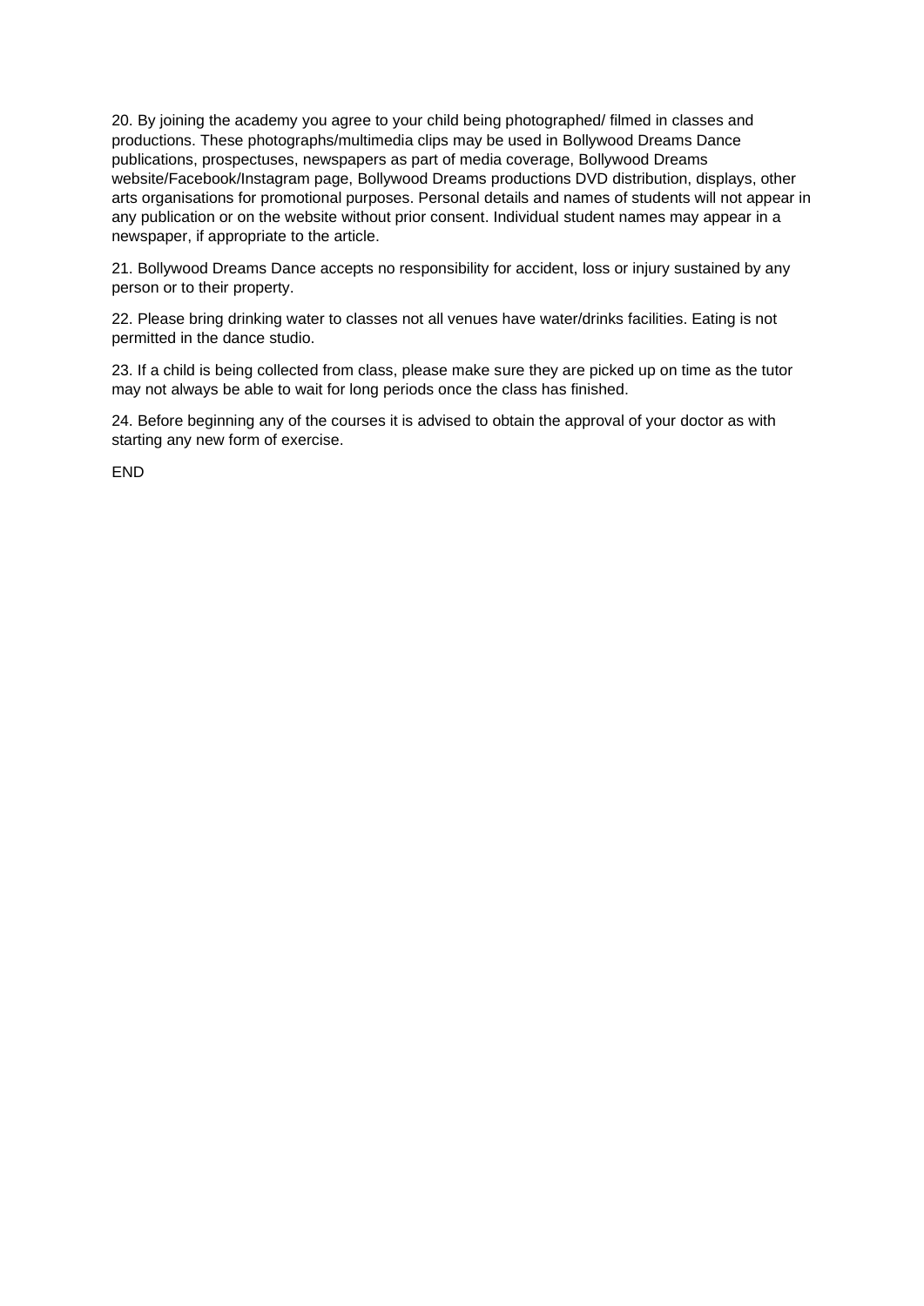20. By joining the academy you agree to your child being photographed/ filmed in classes and productions. These photographs/multimedia clips may be used in Bollywood Dreams Dance publications, prospectuses, newspapers as part of media coverage, Bollywood Dreams website/Facebook/Instagram page, Bollywood Dreams productions DVD distribution, displays, other arts organisations for promotional purposes. Personal details and names of students will not appear in any publication or on the website without prior consent. Individual student names may appear in a newspaper, if appropriate to the article.

21. Bollywood Dreams Dance accepts no responsibility for accident, loss or injury sustained by any person or to their property.

22. Please bring drinking water to classes not all venues have water/drinks facilities. Eating is not permitted in the dance studio.

23. If a child is being collected from class, please make sure they are picked up on time as the tutor may not always be able to wait for long periods once the class has finished.

24. Before beginning any of the courses it is advised to obtain the approval of your doctor as with starting any new form of exercise.

END